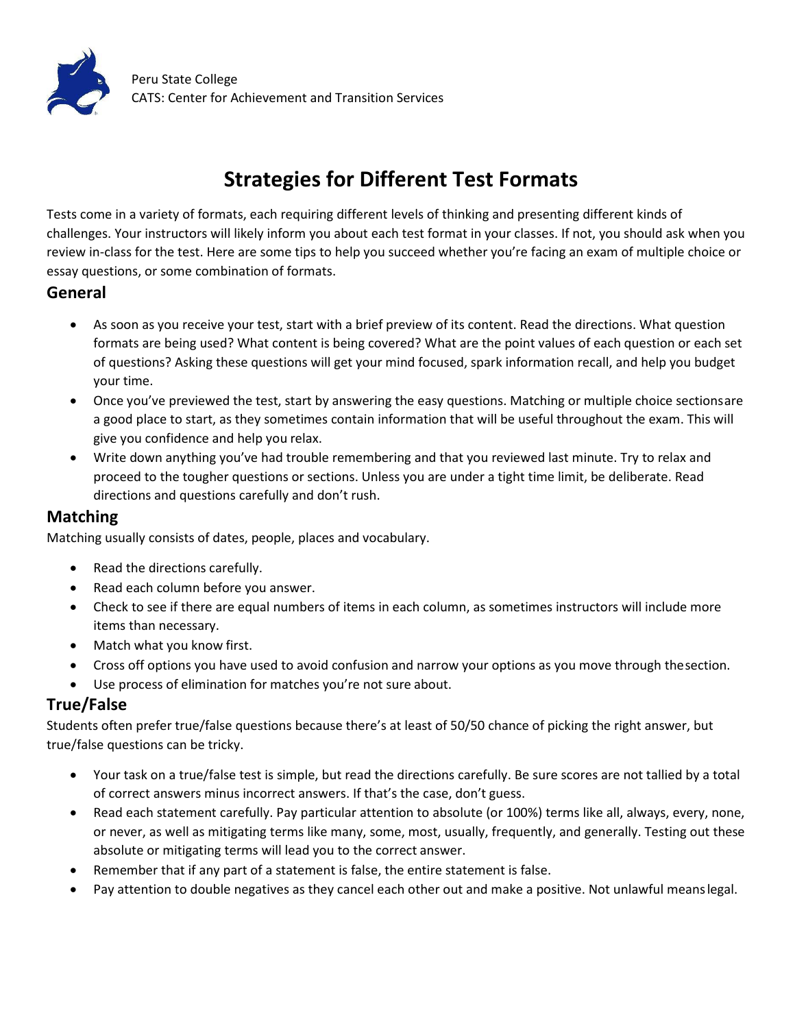Peru State College
CATS: Center for Achievement and Transition Services

# Strategies for Different Test Formats

Tests come in a variety of formats, each requiring different levels of thinking and presenting different kinds of challenges. Your instructors will likely inform you about each test format in your classes. If not, you should ask when you review in-class for the test. Here are some tips to help you succeed whether you're facing an exam of multiple choice or essay questions, or some combination of formats.

## General

- As soon as you receive your test, start with a brief preview of its content. Read the directions. What question formats are being used? What content is being covered? What are the point values of each question or each set of questions? Asking these questions will get your mind focused, spark information recall, and help you budget your time.
- Once you've previewed the test, start by answering the easy questions. Matching or multiple choice sections are a good place to start, as they sometimes contain information that will be useful throughout the exam. This will give you confidence and help you relax.
- Write down anything you've had trouble remembering and that you reviewed last minute. Try to relax and proceed to the tougher questions or sections. Unless you are under a tight time limit, be deliberate. Read directions and questions carefully and don't rush.

## Matching

Matching usually consists of dates, people, places and vocabulary.

- Read the directions carefully.
- Read each column before you answer.
- Check to see if there are equal numbers of items in each column, as sometimes instructors will include more items than necessary.
- Match what you know first.
- Cross off options you have used to avoid confusion and narrow your options as you move through the section.
- Use process of elimination for matches you're not sure about.

## True/False

Students often prefer true/false questions because there's at least of 50/50 chance of picking the right answer, but true/false questions can be tricky.

- Your task on a true/false test is simple, but read the directions carefully. Be sure scores are not tallied by a total of correct answers minus incorrect answers. If that's the case, don't guess.
- Read each statement carefully. Pay particular attention to absolute (or 100%) terms like all, always, every, none, or never, as well as mitigating terms like many, some, most, usually, frequently, and generally. Testing out these absolute or mitigating terms will lead you to the correct answer.
- Remember that if any part of a statement is false, the entire statement is false.
- Pay attention to double negatives as they cancel each other out and make a positive. Not unlawful means legal.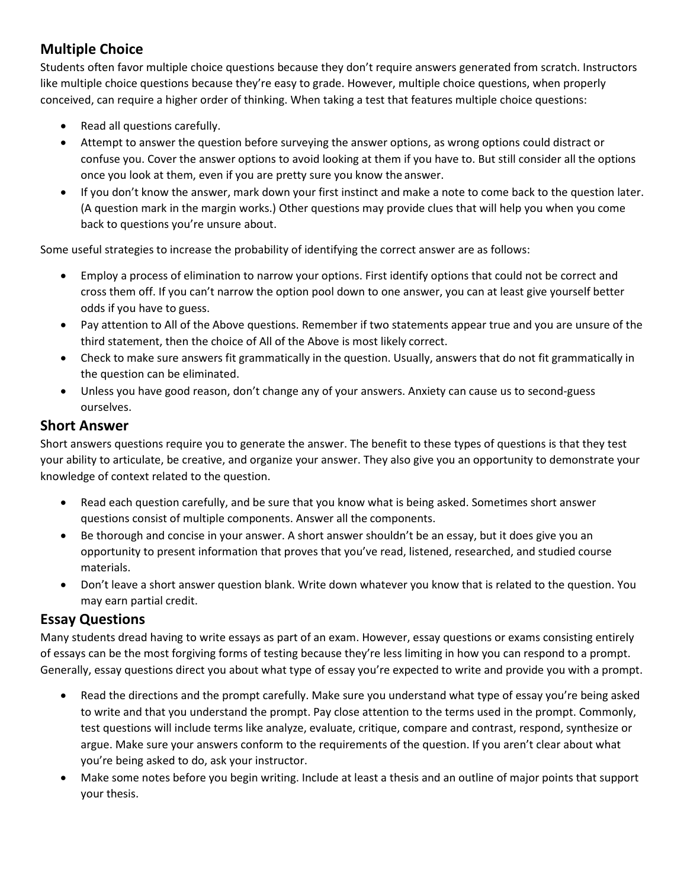## Multiple Choice

Students often favor multiple choice questions because they don't require answers generated from scratch. Instructors like multiple choice questions because they're easy to grade. However, multiple choice questions, when properly conceived, can require a higher order of thinking. When taking a test that features multiple choice questions:

- Read all questions carefully.
- Attempt to answer the question before surveying the answer options, as wrong options could distract or confuse you. Cover the answer options to avoid looking at them if you have to. But still consider all the options once you look at them, even if you are pretty sure you know the answer.
- If you don't know the answer, mark down your first instinct and make a note to come back to the question later. (A question mark in the margin works.) Other questions may provide clues that will help you when you come back to questions you're unsure about.

Some useful strategies to increase the probability of identifying the correct answer are as follows:

- Employ a process of elimination to narrow your options. First identify options that could not be correct and cross them off. If you can't narrow the option pool down to one answer, you can at least give yourself better odds if you have to guess.
- Pay attention to All of the Above questions. Remember if two statements appear true and you are unsure of the third statement, then the choice of All of the Above is most likely correct.
- Check to make sure answers fit grammatically in the question. Usually, answers that do not fit grammatically in the question can be eliminated.
- Unless you have good reason, don't change any of your answers. Anxiety can cause us to second-guess ourselves.

## Short Answer

Short answers questions require you to generate the answer. The benefit to these types of questions is that they test your ability to articulate, be creative, and organize your answer. They also give you an opportunity to demonstrate your knowledge of context related to the question.

- Read each question carefully, and be sure that you know what is being asked. Sometimes short answer questions consist of multiple components. Answer all the components.
- Be thorough and concise in your answer. A short answer shouldn't be an essay, but it does give you an opportunity to present information that proves that you've read, listened, researched, and studied course materials.
- Don't leave a short answer question blank. Write down whatever you know that is related to the question. You may earn partial credit.

## Essay Questions

Many students dread having to write essays as part of an exam. However, essay questions or exams consisting entirely of essays can be the most forgiving forms of testing because they're less limiting in how you can respond to a prompt. Generally, essay questions direct you about what type of essay you're expected to write and provide you with a prompt.

- Read the directions and the prompt carefully. Make sure you understand what type of essay you're being asked to write and that you understand the prompt. Pay close attention to the terms used in the prompt. Commonly, test questions will include terms like analyze, evaluate, critique, compare and contrast, respond, synthesize or argue. Make sure your answers conform to the requirements of the question. If you aren't clear about what you're being asked to do, ask your instructor.
- Make some notes before you begin writing. Include at least a thesis and an outline of major points that support your thesis.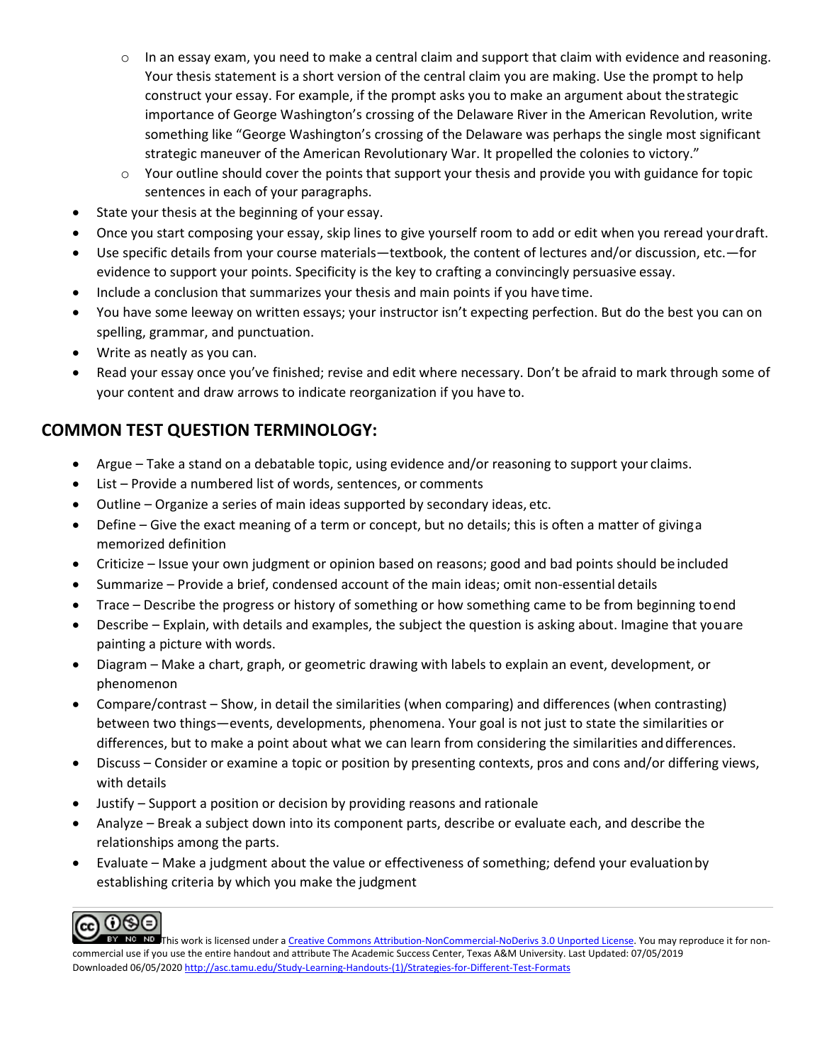- In an essay exam, you need to make a central claim and support that claim with evidence and reasoning. Your thesis statement is a short version of the central claim you are making. Use the prompt to help construct your essay. For example, if the prompt asks you to make an argument about the strategic importance of George Washington's crossing of the Delaware River in the American Revolution, write something like "George Washington's crossing of the Delaware was perhaps the single most significant strategic maneuver of the American Revolutionary War. It propelled the colonies to victory."
- Your outline should cover the points that support your thesis and provide you with guidance for topic sentences in each of your paragraphs.

- State your thesis at the beginning of your essay.
- Once you start composing your essay, skip lines to give yourself room to add or edit when you reread your draft.
- Use specific details from your course materials—textbook, the content of lectures and/or discussion, etc.—for evidence to support your points. Specificity is the key to crafting a convincingly persuasive essay.
- Include a conclusion that summarizes your thesis and main points if you have time.
- You have some leeway on written essays; your instructor isn't expecting perfection. But do the best you can on spelling, grammar, and punctuation.
- Write as neatly as you can.
- Read your essay once you've finished; revise and edit where necessary. Don't be afraid to mark through some of your content and draw arrows to indicate reorganization if you have to.

## COMMON TEST QUESTION TERMINOLOGY:

- Argue – Take a stand on a debatable topic, using evidence and/or reasoning to support your claims.
- List – Provide a numbered list of words, sentences, or comments
- Outline – Organize a series of main ideas supported by secondary ideas, etc.
- Define – Give the exact meaning of a term or concept, but no details; this is often a matter of giving a memorized definition
- Criticize – Issue your own judgment or opinion based on reasons; good and bad points should be included
- Summarize – Provide a brief, condensed account of the main ideas; omit non-essential details
- Trace – Describe the progress or history of something or how something came to be from beginning to end
- Describe – Explain, with details and examples, the subject the question is asking about. Imagine that you are painting a picture with words.
- Diagram – Make a chart, graph, or geometric drawing with labels to explain an event, development, or phenomenon
- Compare/contrast – Show, in detail the similarities (when comparing) and differences (when contrasting) between two things—events, developments, phenomena. Your goal is not just to state the similarities or differences, but to make a point about what we can learn from considering the similarities and differences.
- Discuss – Consider or examine a topic or position by presenting contexts, pros and cons and/or differing views, with details
- Justify – Support a position or decision by providing reasons and rationale
- Analyze – Break a subject down into its component parts, describe or evaluate each, and describe the relationships among the parts.
- Evaluate – Make a judgment about the value or effectiveness of something; defend your evaluation by establishing criteria by which you make the judgment

This work is licensed under a Creative Commons Attribution-NonCommercial-NoDerivs 3.0 Unported License. You may reproduce it for non-commercial use if you use the entire handout and attribute The Academic Success Center, Texas A&M University. Last Updated: 07/05/2019
Downloaded 06/05/2020 http://asc.tamu.edu/Study-Learning-Handouts-(1)/Strategies-for-Different-Test-Formats